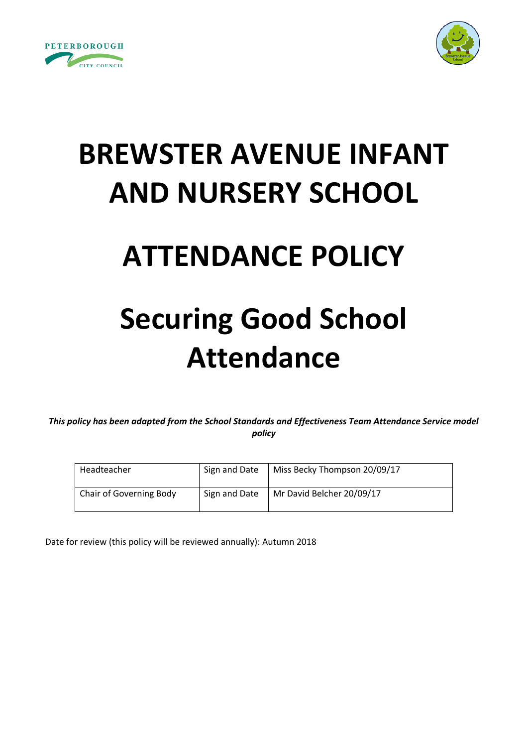# BREWSTER AVENUE INFANT AND NURSERY SCHOOL

# ATTENDANCE POLICY

# Securing Good School Attendance

***This policy has been adapted from the School Standards and Effectiveness Team Attendance Service model policy***

| Headteacher | Sign and Date | Miss Becky Thompson 20/09/17 |
| --- | --- | --- |
| Chair of Governing Body | Sign and Date | Mr David Belcher 20/09/17 |

Date for review (this policy will be reviewed annually): Autumn 2018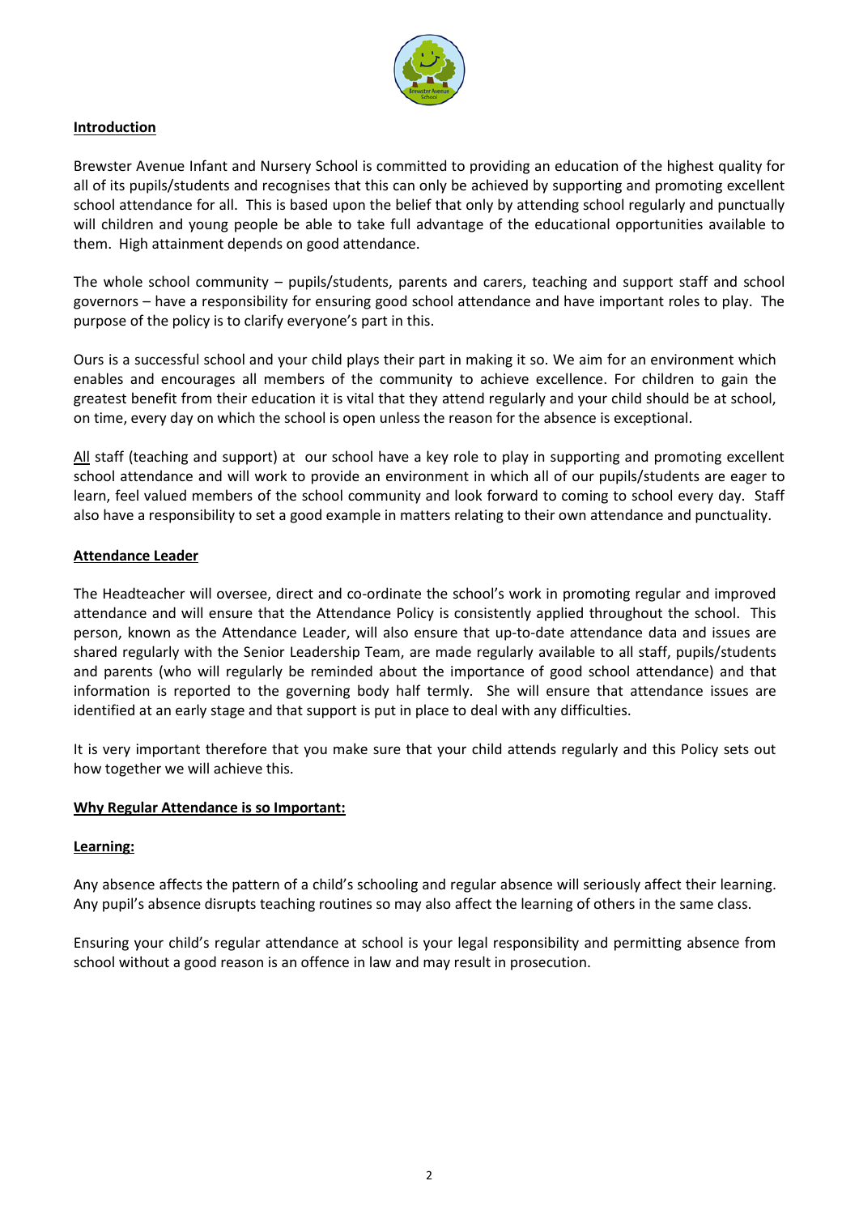## Introduction

Brewster Avenue Infant and Nursery School is committed to providing an education of the highest quality for all of its pupils/students and recognises that this can only be achieved by supporting and promoting excellent school attendance for all. This is based upon the belief that only by attending school regularly and punctually will children and young people be able to take full advantage of the educational opportunities available to them. High attainment depends on good attendance.

The whole school community – pupils/students, parents and carers, teaching and support staff and school governors – have a responsibility for ensuring good school attendance and have important roles to play. The purpose of the policy is to clarify everyone's part in this.

Ours is a successful school and your child plays their part in making it so. We aim for an environment which enables and encourages all members of the community to achieve excellence. For children to gain the greatest benefit from their education it is vital that they attend regularly and your child should be at school, on time, every day on which the school is open unless the reason for the absence is exceptional.

All staff (teaching and support) at our school have a key role to play in supporting and promoting excellent school attendance and will work to provide an environment in which all of our pupils/students are eager to learn, feel valued members of the school community and look forward to coming to school every day. Staff also have a responsibility to set a good example in matters relating to their own attendance and punctuality.

## Attendance Leader

The Headteacher will oversee, direct and co-ordinate the school's work in promoting regular and improved attendance and will ensure that the Attendance Policy is consistently applied throughout the school. This person, known as the Attendance Leader, will also ensure that up-to-date attendance data and issues are shared regularly with the Senior Leadership Team, are made regularly available to all staff, pupils/students and parents (who will regularly be reminded about the importance of good school attendance) and that information is reported to the governing body half termly. She will ensure that attendance issues are identified at an early stage and that support is put in place to deal with any difficulties.

It is very important therefore that you make sure that your child attends regularly and this Policy sets out how together we will achieve this.

## Why Regular Attendance is so Important:

### Learning:

Any absence affects the pattern of a child's schooling and regular absence will seriously affect their learning. Any pupil's absence disrupts teaching routines so may also affect the learning of others in the same class.

Ensuring your child's regular attendance at school is your legal responsibility and permitting absence from school without a good reason is an offence in law and may result in prosecution.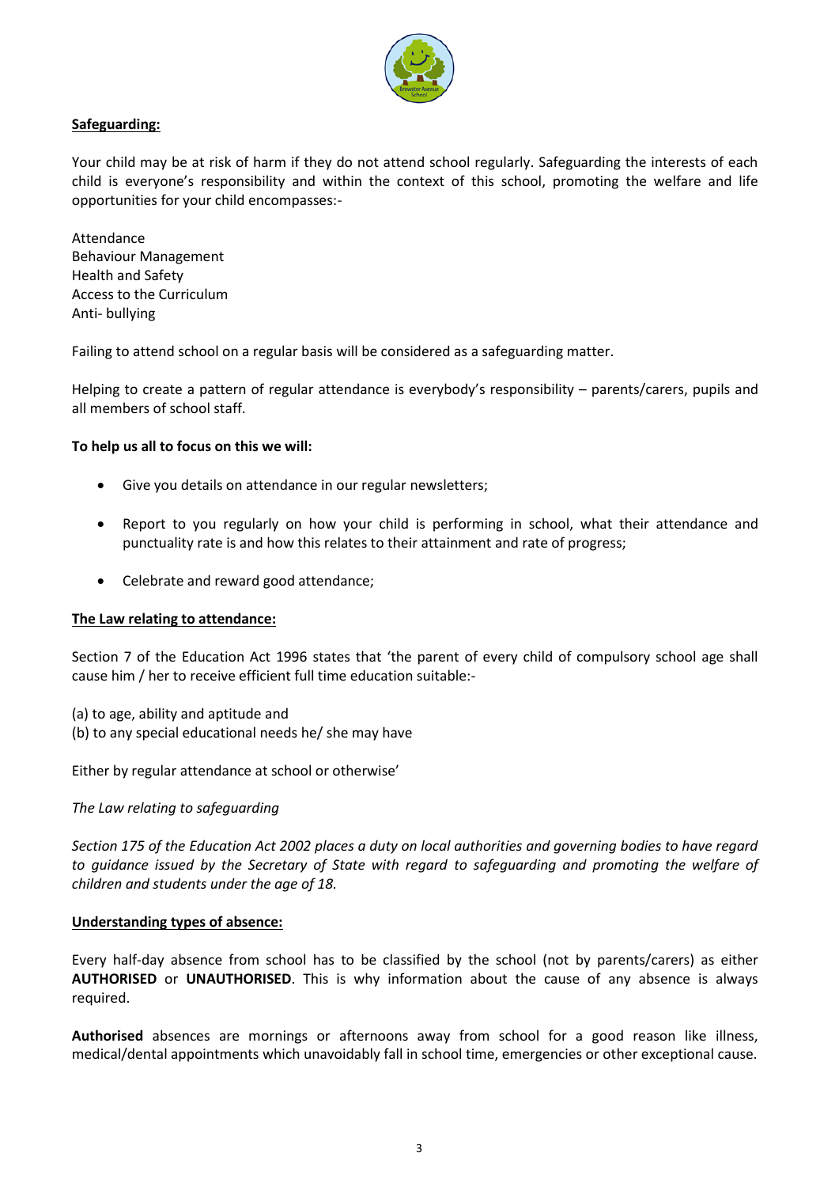**Safeguarding:**

Your child may be at risk of harm if they do not attend school regularly. Safeguarding the interests of each child is everyone's responsibility and within the context of this school, promoting the welfare and life opportunities for your child encompasses:-

Attendance
Behaviour Management
Health and Safety
Access to the Curriculum
Anti- bullying

Failing to attend school on a regular basis will be considered as a safeguarding matter.

Helping to create a pattern of regular attendance is everybody's responsibility – parents/carers, pupils and all members of school staff.

**To help us all to focus on this we will:**

- Give you details on attendance in our regular newsletters;
- Report to you regularly on how your child is performing in school, what their attendance and punctuality rate is and how this relates to their attainment and rate of progress;
- Celebrate and reward good attendance;

**The Law relating to attendance:**

Section 7 of the Education Act 1996 states that 'the parent of every child of compulsory school age shall cause him / her to receive efficient full time education suitable:-

(a) to age, ability and aptitude and
(b) to any special educational needs he/ she may have

Either by regular attendance at school or otherwise'

*The Law relating to safeguarding*

*Section 175 of the Education Act 2002 places a duty on local authorities and governing bodies to have regard to guidance issued by the Secretary of State with regard to safeguarding and promoting the welfare of children and students under the age of 18.*

**Understanding types of absence:**

Every half-day absence from school has to be classified by the school (not by parents/carers) as either **AUTHORISED** or **UNAUTHORISED**. This is why information about the cause of any absence is always required.

**Authorised** absences are mornings or afternoons away from school for a good reason like illness, medical/dental appointments which unavoidably fall in school time, emergencies or other exceptional cause.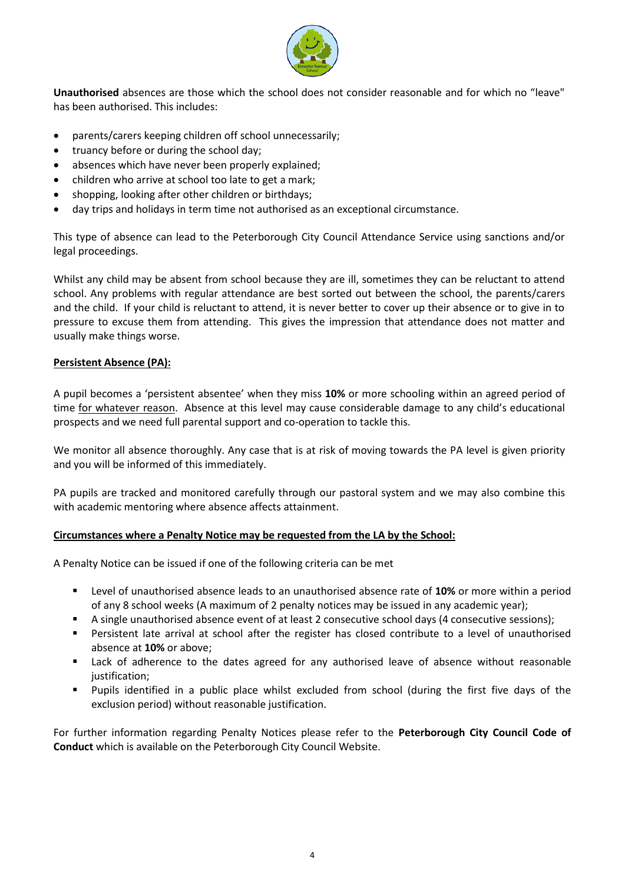**Unauthorised** absences are those which the school does not consider reasonable and for which no "leave" has been authorised. This includes:

- parents/carers keeping children off school unnecessarily;
- truancy before or during the school day;
- absences which have never been properly explained;
- children who arrive at school too late to get a mark;
- shopping, looking after other children or birthdays;
- day trips and holidays in term time not authorised as an exceptional circumstance.

This type of absence can lead to the Peterborough City Council Attendance Service using sanctions and/or legal proceedings.

Whilst any child may be absent from school because they are ill, sometimes they can be reluctant to attend school. Any problems with regular attendance are best sorted out between the school, the parents/carers and the child. If your child is reluctant to attend, it is never better to cover up their absence or to give in to pressure to excuse them from attending. This gives the impression that attendance does not matter and usually make things worse.

**Persistent Absence (PA):**

A pupil becomes a 'persistent absentee' when they miss **10%** or more schooling within an agreed period of time for whatever reason. Absence at this level may cause considerable damage to any child's educational prospects and we need full parental support and co-operation to tackle this.

We monitor all absence thoroughly. Any case that is at risk of moving towards the PA level is given priority and you will be informed of this immediately.

PA pupils are tracked and monitored carefully through our pastoral system and we may also combine this with academic mentoring where absence affects attainment.

**Circumstances where a Penalty Notice may be requested from the LA by the School:**

A Penalty Notice can be issued if one of the following criteria can be met

- Level of unauthorised absence leads to an unauthorised absence rate of **10%** or more within a period of any 8 school weeks (A maximum of 2 penalty notices may be issued in any academic year);
- A single unauthorised absence event of at least 2 consecutive school days (4 consecutive sessions);
- Persistent late arrival at school after the register has closed contribute to a level of unauthorised absence at **10%** or above;
- Lack of adherence to the dates agreed for any authorised leave of absence without reasonable justification;
- Pupils identified in a public place whilst excluded from school (during the first five days of the exclusion period) without reasonable justification.

For further information regarding Penalty Notices please refer to the **Peterborough City Council Code of Conduct** which is available on the Peterborough City Council Website.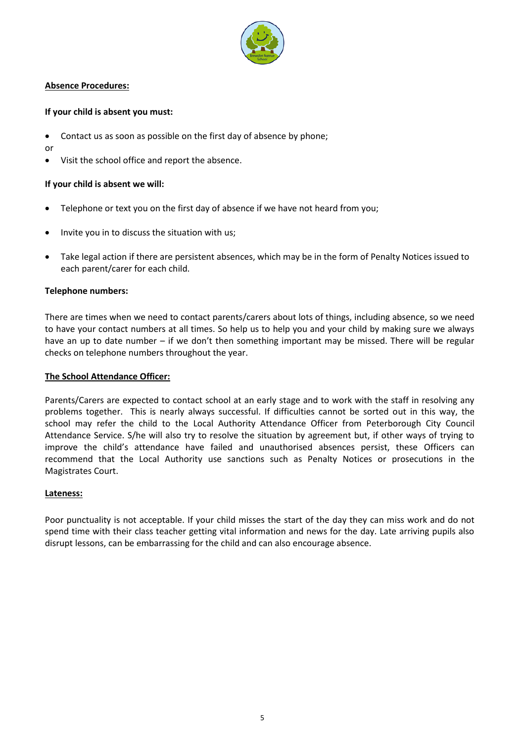**Absence Procedures:**

**If your child is absent you must:**

- Contact us as soon as possible on the first day of absence by phone;

or

- Visit the school office and report the absence.

**If your child is absent we will:**

- Telephone or text you on the first day of absence if we have not heard from you;
- Invite you in to discuss the situation with us;
- Take legal action if there are persistent absences, which may be in the form of Penalty Notices issued to each parent/carer for each child.

**Telephone numbers:**

There are times when we need to contact parents/carers about lots of things, including absence, so we need to have your contact numbers at all times. So help us to help you and your child by making sure we always have an up to date number – if we don't then something important may be missed. There will be regular checks on telephone numbers throughout the year.

**The School Attendance Officer:**

Parents/Carers are expected to contact school at an early stage and to work with the staff in resolving any problems together. This is nearly always successful. If difficulties cannot be sorted out in this way, the school may refer the child to the Local Authority Attendance Officer from Peterborough City Council Attendance Service. S/he will also try to resolve the situation by agreement but, if other ways of trying to improve the child's attendance have failed and unauthorised absences persist, these Officers can recommend that the Local Authority use sanctions such as Penalty Notices or prosecutions in the Magistrates Court.

**Lateness:**

Poor punctuality is not acceptable. If your child misses the start of the day they can miss work and do not spend time with their class teacher getting vital information and news for the day. Late arriving pupils also disrupt lessons, can be embarrassing for the child and can also encourage absence.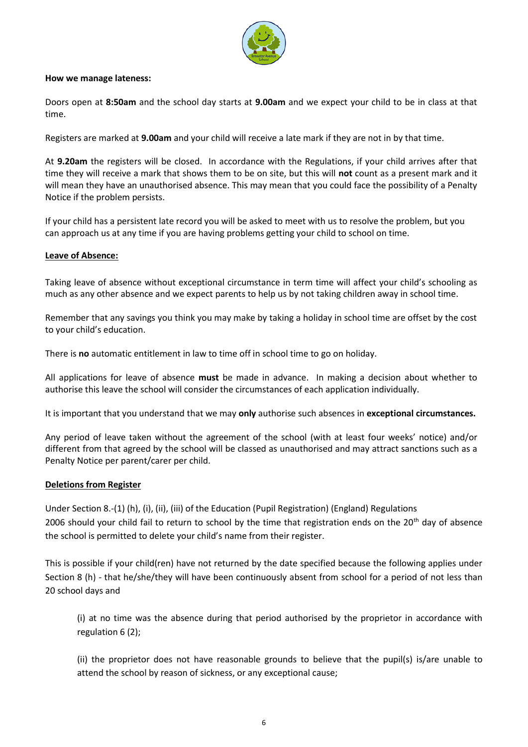**How we manage lateness:**

Doors open at **8:50am** and the school day starts at **9.00am** and we expect your child to be in class at that time.

Registers are marked at **9.00am** and your child will receive a late mark if they are not in by that time.

At **9.20am** the registers will be closed. In accordance with the Regulations, if your child arrives after that time they will receive a mark that shows them to be on site, but this will **not** count as a present mark and it will mean they have an unauthorised absence. This may mean that you could face the possibility of a Penalty Notice if the problem persists.

If your child has a persistent late record you will be asked to meet with us to resolve the problem, but you can approach us at any time if you are having problems getting your child to school on time.

**Leave of Absence:**

Taking leave of absence without exceptional circumstance in term time will affect your child's schooling as much as any other absence and we expect parents to help us by not taking children away in school time.

Remember that any savings you think you may make by taking a holiday in school time are offset by the cost to your child's education.

There is **no** automatic entitlement in law to time off in school time to go on holiday.

All applications for leave of absence **must** be made in advance. In making a decision about whether to authorise this leave the school will consider the circumstances of each application individually.

It is important that you understand that we may **only** authorise such absences in **exceptional circumstances.**

Any period of leave taken without the agreement of the school (with at least four weeks' notice) and/or different from that agreed by the school will be classed as unauthorised and may attract sanctions such as a Penalty Notice per parent/carer per child.

**Deletions from Register**

Under Section 8.-(1) (h), (i), (ii), (iii) of the Education (Pupil Registration) (England) Regulations 2006 should your child fail to return to school by the time that registration ends on the 20th day of absence the school is permitted to delete your child's name from their register.

This is possible if your child(ren) have not returned by the date specified because the following applies under Section 8 (h) - that he/she/they will have been continuously absent from school for a period of not less than 20 school days and

> (i) at no time was the absence during that period authorised by the proprietor in accordance with regulation 6 (2);
>
> (ii) the proprietor does not have reasonable grounds to believe that the pupil(s) is/are unable to attend the school by reason of sickness, or any exceptional cause;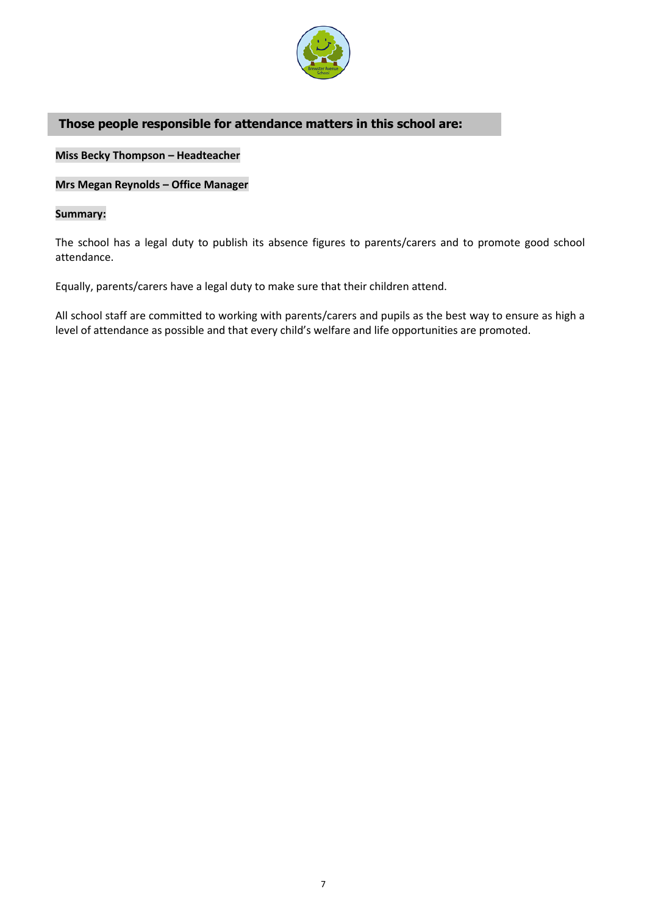## Those people responsible for attendance matters in this school are:

**Miss Becky Thompson – Headteacher**

**Mrs Megan Reynolds – Office Manager**

**Summary:**

The school has a legal duty to publish its absence figures to parents/carers and to promote good school attendance.

Equally, parents/carers have a legal duty to make sure that their children attend.

All school staff are committed to working with parents/carers and pupils as the best way to ensure as high a level of attendance as possible and that every child's welfare and life opportunities are promoted.